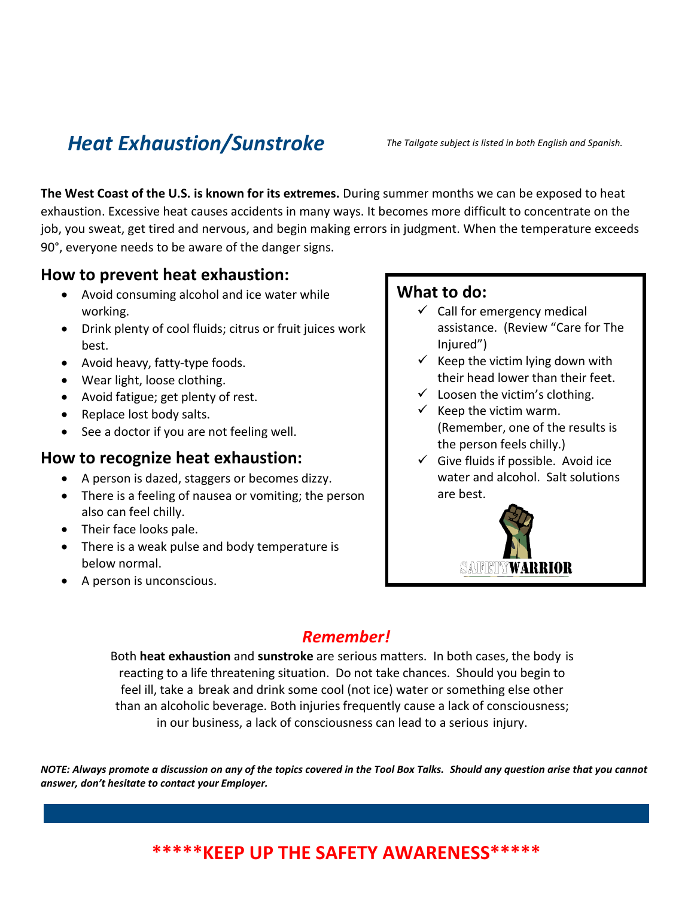# *Heat Exhaustion/Sunstroke*

*The Tailgate subject is listed in both English and Spanish.*

**The West Coast of the U.S. is known for its extremes.** During summer months we can be exposed to heat exhaustion. Excessive heat causes accidents in many ways. It becomes more difficult to concentrate on the job, you sweat, get tired and nervous, and begin making errors in judgment. When the temperature exceeds 90°, everyone needs to be aware of the danger signs.

## How to prevent heat exhaustion:

- Avoid consuming alcohol and ice water while working.
- Drink plenty of cool fluids; citrus or fruit juices work best.
- Avoid heavy, fatty-type foods.
- Wear light, loose clothing.
- Avoid fatigue; get plenty of rest.
- Replace lost body salts.
- See a doctor if you are not feeling well.

## How to recognize heat exhaustion:

- A person is dazed, staggers or becomes dizzy.
- There is a feeling of nausea or vomiting; the person also can feel chilly.
- Their face looks pale.
- There is a weak pulse and body temperature is below normal.
- A person is unconscious.

## What to do:

- ✓ Call for emergency medical assistance. (Review "Care for The Injured")
- ✓ Keep the victim lying down with their head lower than their feet.
- ✓ Loosen the victim's clothing.
- ✓ Keep the victim warm. (Remember, one of the results is the person feels chilly.)
- ✓ Give fluids if possible. Avoid ice water and alcohol. Salt solutions are best.

SAFETYWARRIOR

## *Remember!*

Both **heat exhaustion** and **sunstroke** are serious matters. In both cases, the body is reacting to a life threatening situation. Do not take chances. Should you begin to feel ill, take a break and drink some cool (not ice) water or something else other than an alcoholic beverage. Both injuries frequently cause a lack of consciousness; in our business, a lack of consciousness can lead to a serious injury.

***NOTE: Always promote a discussion on any of the topics covered in the Tool Box Talks. Should any question arise that you cannot answer, don't hesitate to contact your Employer.***

**\*\*\*\*\*KEEP UP THE SAFETY AWARENESS\*\*\*\*\***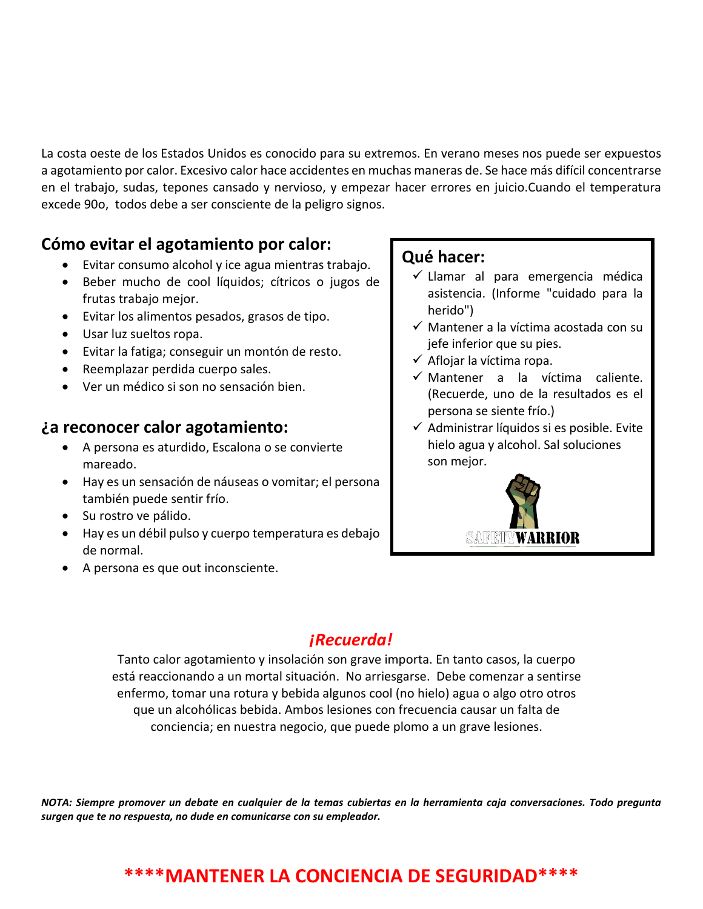La costa oeste de los Estados Unidos es conocido para su extremos. En verano meses nos puede ser expuestos a agotamiento por calor. Excesivo calor hace accidentes en muchas maneras de. Se hace más difícil concentrarse en el trabajo, sudas, tepones cansado y nervioso, y empezar hacer errores en juicio.Cuando el temperatura excede 90o, todos debe a ser consciente de la peligro signos.

## Cómo evitar el agotamiento por calor:

- Evitar consumo alcohol y ice agua mientras trabajo.
- Beber mucho de cool líquidos; cítricos o jugos de frutas trabajo mejor.
- Evitar los alimentos pesados, grasos de tipo.
- Usar luz sueltos ropa.
- Evitar la fatiga; conseguir un montón de resto.
- Reemplazar perdida cuerpo sales.
- Ver un médico si son no sensación bien.

## ¿a reconocer calor agotamiento:

- A persona es aturdido, Escalona o se convierte mareado.
- Hay es un sensación de náuseas o vomitar; el persona también puede sentir frío.
- Su rostro ve pálido.
- Hay es un débil pulso y cuerpo temperatura es debajo de normal.
- A persona es que out inconsciente.

## Qué hacer:

- ✓ Llamar al para emergencia médica asistencia. (Informe "cuidado para la herido")
- ✓ Mantener a la víctima acostada con su jefe inferior que su pies.
- ✓ Aflojar la víctima ropa.
- ✓ Mantener a la víctima caliente. (Recuerde, uno de la resultados es el persona se siente frío.)
- ✓ Administrar líquidos si es posible. Evite hielo agua y alcohol. Sal soluciones son mejor.

SAFETY WARRIOR

## *¡Recuerda!*

Tanto calor agotamiento y insolación son grave importa. En tanto casos, la cuerpo está reaccionando a un mortal situación. No arriesgarse. Debe comenzar a sentirse enfermo, tomar una rotura y bebida algunos cool (no hielo) agua o algo otro otros que un alcohólicas bebida. Ambos lesiones con frecuencia causar un falta de conciencia; en nuestra negocio, que puede plomo a un grave lesiones.

***NOTA: Siempre promover un debate en cualquier de la temas cubiertas en la herramienta caja conversaciones. Todo pregunta surgen que te no respuesta, no dude en comunicarse con su empleador.***

**\*\*\*\*MANTENER LA CONCIENCIA DE SEGURIDAD\*\*\*\***